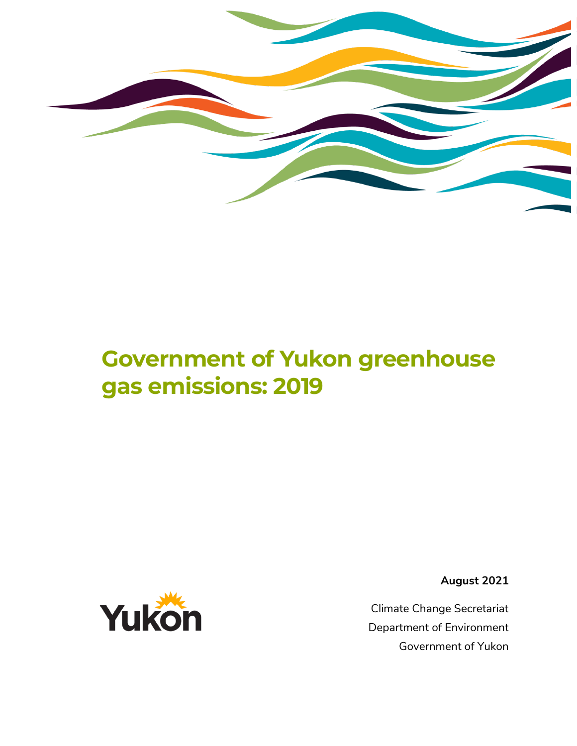# Government of Yukon greenhouse gas emissions: 2019

**August 2021**

Climate Change Secretariat
Department of Environment
Government of Yukon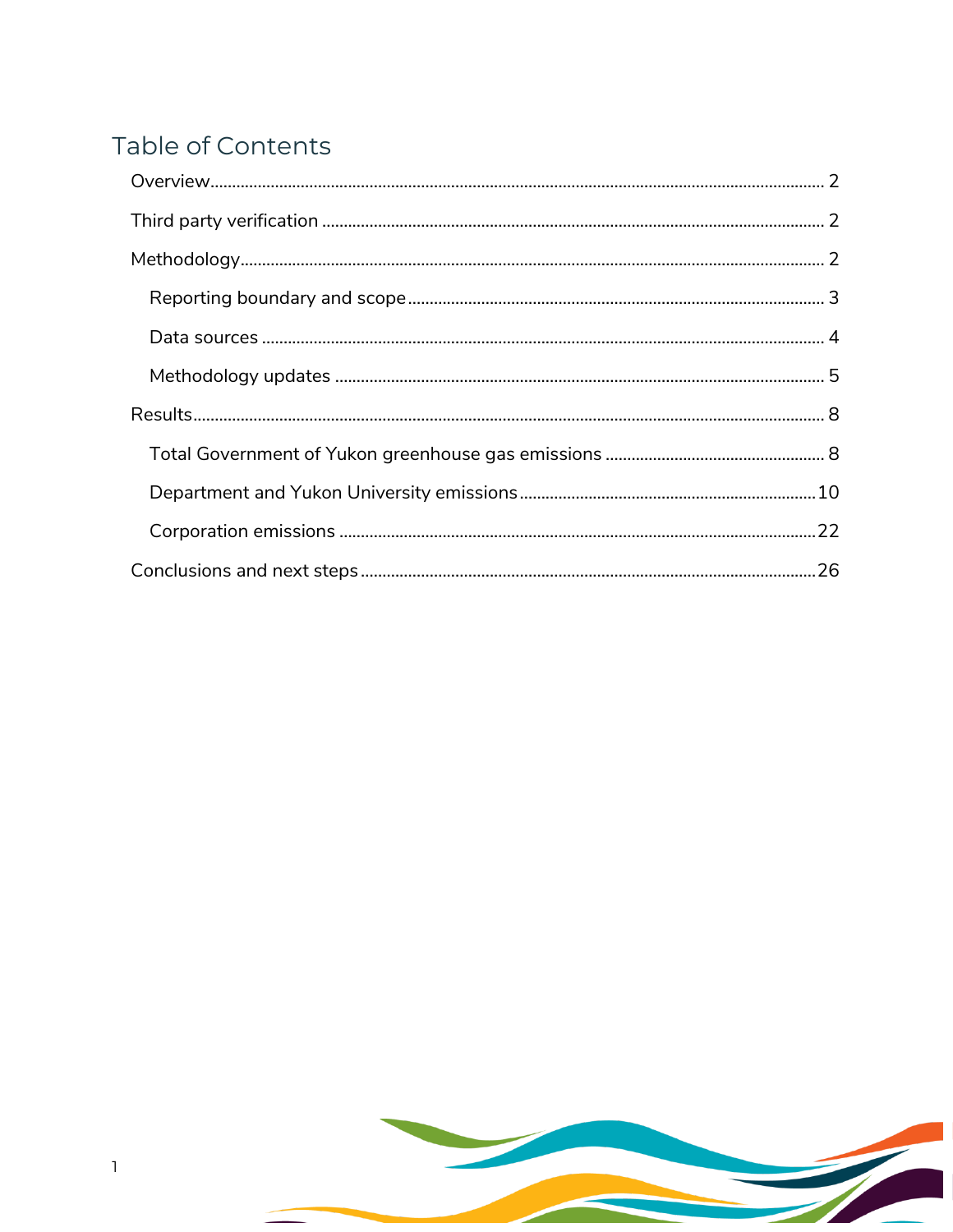# Table of Contents

- Overview ... 2
- Third party verification ... 2
- Methodology ... 2
  - Reporting boundary and scope ... 3
  - Data sources ... 4
  - Methodology updates ... 5
- Results ... 8
  - Total Government of Yukon greenhouse gas emissions ... 8
  - Department and Yukon University emissions ... 10
  - Corporation emissions ... 22
- Conclusions and next steps ... 26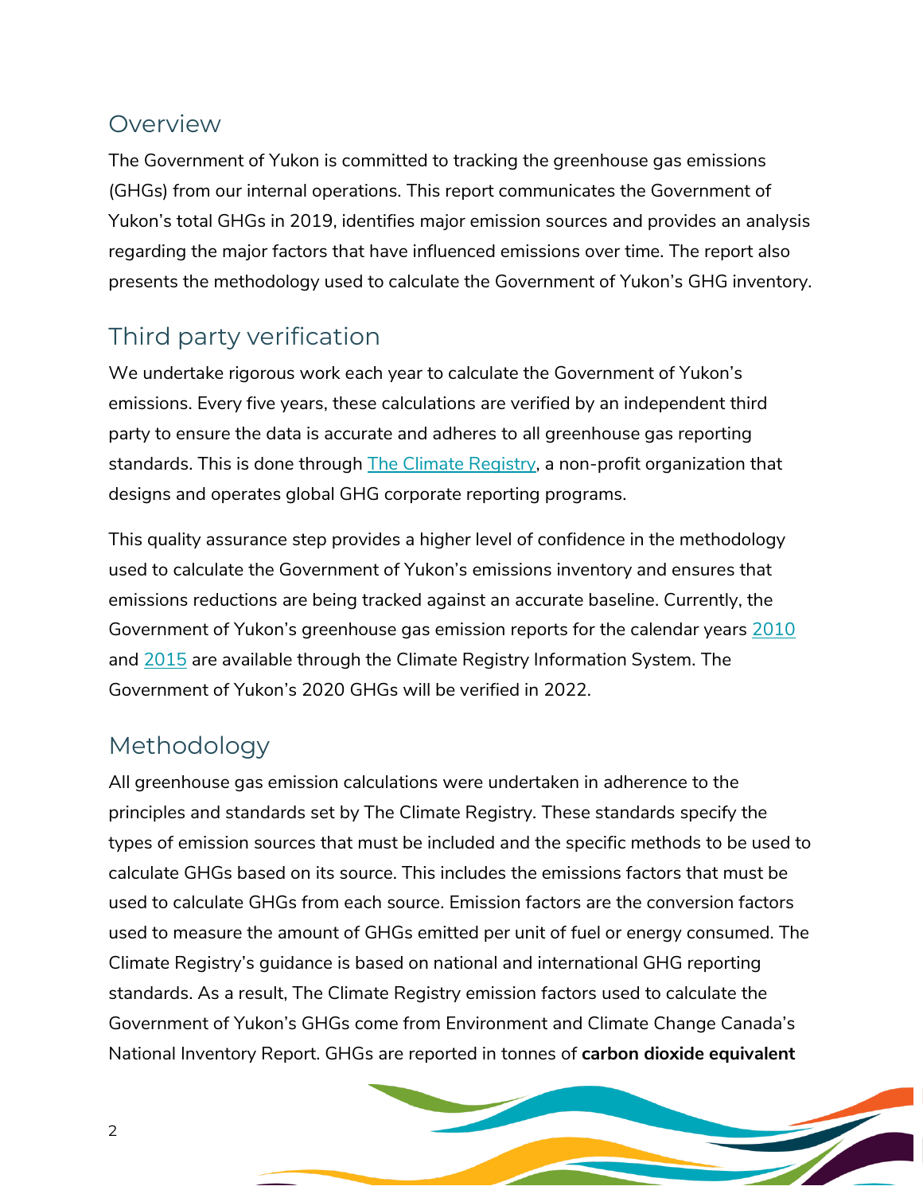## Overview

The Government of Yukon is committed to tracking the greenhouse gas emissions (GHGs) from our internal operations. This report communicates the Government of Yukon's total GHGs in 2019, identifies major emission sources and provides an analysis regarding the major factors that have influenced emissions over time. The report also presents the methodology used to calculate the Government of Yukon's GHG inventory.

## Third party verification

We undertake rigorous work each year to calculate the Government of Yukon's emissions. Every five years, these calculations are verified by an independent third party to ensure the data is accurate and adheres to all greenhouse gas reporting standards. This is done through The Climate Registry, a non-profit organization that designs and operates global GHG corporate reporting programs.

This quality assurance step provides a higher level of confidence in the methodology used to calculate the Government of Yukon's emissions inventory and ensures that emissions reductions are being tracked against an accurate baseline. Currently, the Government of Yukon's greenhouse gas emission reports for the calendar years 2010 and 2015 are available through the Climate Registry Information System. The Government of Yukon's 2020 GHGs will be verified in 2022.

## Methodology

All greenhouse gas emission calculations were undertaken in adherence to the principles and standards set by The Climate Registry. These standards specify the types of emission sources that must be included and the specific methods to be used to calculate GHGs based on its source. This includes the emissions factors that must be used to calculate GHGs from each source. Emission factors are the conversion factors used to measure the amount of GHGs emitted per unit of fuel or energy consumed. The Climate Registry's guidance is based on national and international GHG reporting standards. As a result, The Climate Registry emission factors used to calculate the Government of Yukon's GHGs come from Environment and Climate Change Canada's National Inventory Report. GHGs are reported in tonnes of **carbon dioxide equivalent**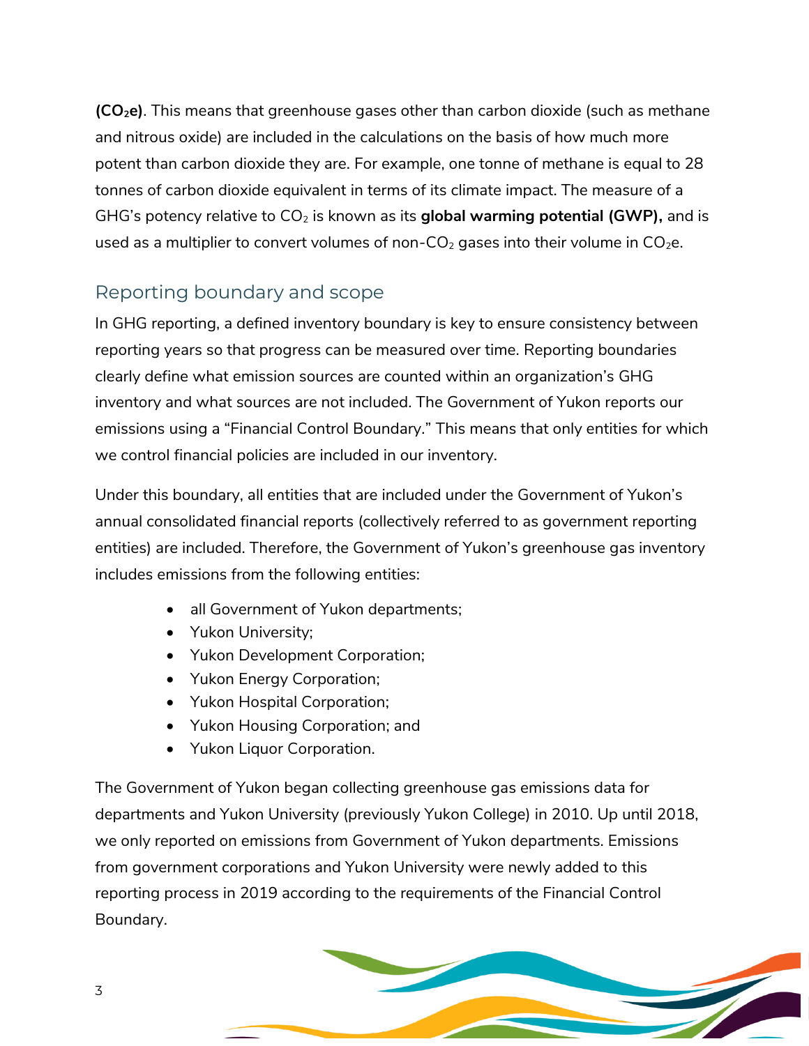**($CO_2e$)**. This means that greenhouse gases other than carbon dioxide (such as methane and nitrous oxide) are included in the calculations on the basis of how much more potent than carbon dioxide they are. For example, one tonne of methane is equal to 28 tonnes of carbon dioxide equivalent in terms of its climate impact. The measure of a GHG's potency relative to $CO_2$ is known as its **global warming potential (GWP),** and is used as a multiplier to convert volumes of non-$CO_2$ gases into their volume in $CO_2e$.

## Reporting boundary and scope

In GHG reporting, a defined inventory boundary is key to ensure consistency between reporting years so that progress can be measured over time. Reporting boundaries clearly define what emission sources are counted within an organization's GHG inventory and what sources are not included. The Government of Yukon reports our emissions using a "Financial Control Boundary." This means that only entities for which we control financial policies are included in our inventory.

Under this boundary, all entities that are included under the Government of Yukon's annual consolidated financial reports (collectively referred to as government reporting entities) are included. Therefore, the Government of Yukon's greenhouse gas inventory includes emissions from the following entities:

- all Government of Yukon departments;
- Yukon University;
- Yukon Development Corporation;
- Yukon Energy Corporation;
- Yukon Hospital Corporation;
- Yukon Housing Corporation; and
- Yukon Liquor Corporation.

The Government of Yukon began collecting greenhouse gas emissions data for departments and Yukon University (previously Yukon College) in 2010. Up until 2018, we only reported on emissions from Government of Yukon departments. Emissions from government corporations and Yukon University were newly added to this reporting process in 2019 according to the requirements of the Financial Control Boundary.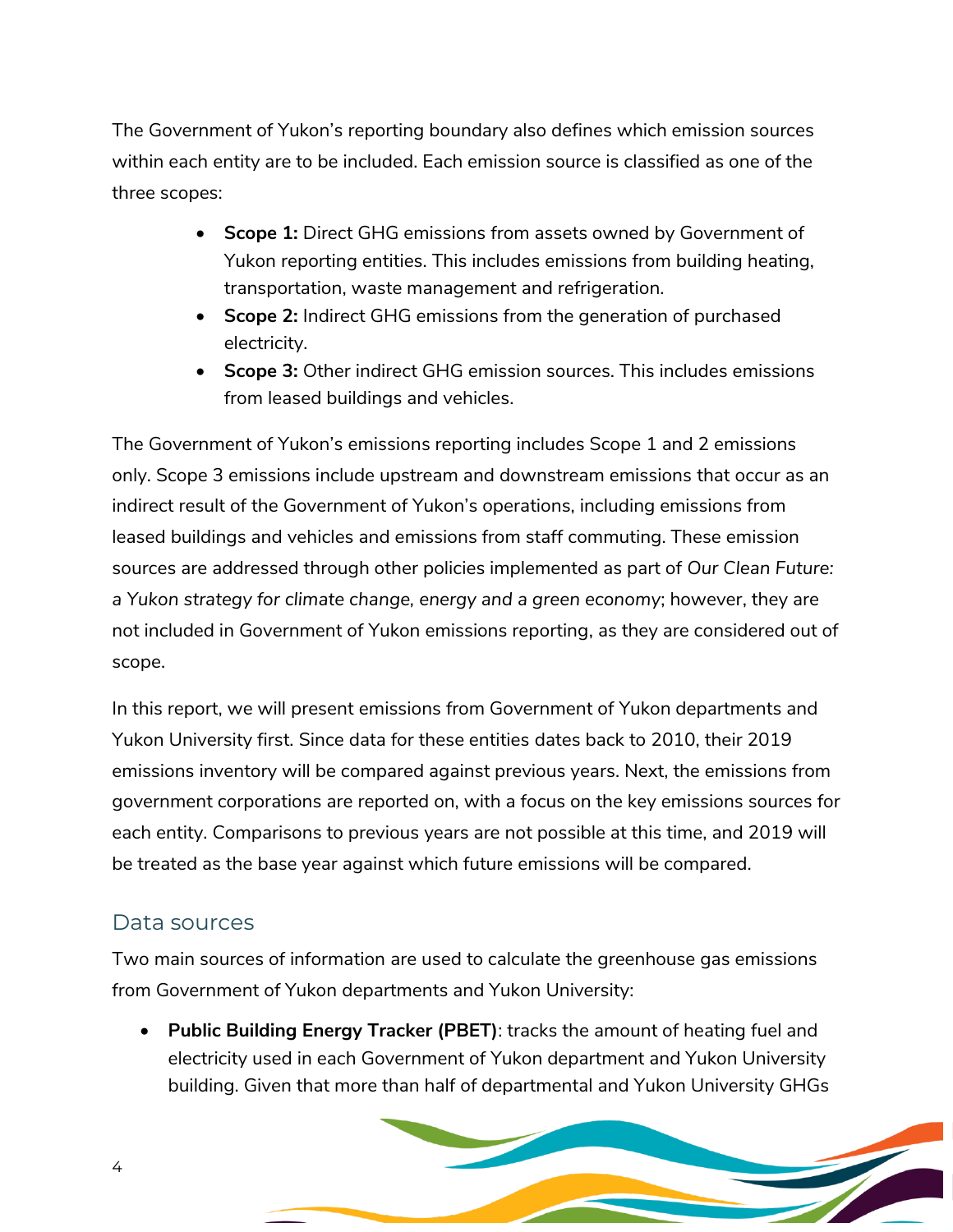The Government of Yukon's reporting boundary also defines which emission sources within each entity are to be included. Each emission source is classified as one of the three scopes:

- **Scope 1:** Direct GHG emissions from assets owned by Government of Yukon reporting entities. This includes emissions from building heating, transportation, waste management and refrigeration.
- **Scope 2:** Indirect GHG emissions from the generation of purchased electricity.
- **Scope 3:** Other indirect GHG emission sources. This includes emissions from leased buildings and vehicles.

The Government of Yukon's emissions reporting includes Scope 1 and 2 emissions only. Scope 3 emissions include upstream and downstream emissions that occur as an indirect result of the Government of Yukon's operations, including emissions from leased buildings and vehicles and emissions from staff commuting. These emission sources are addressed through other policies implemented as part of *Our Clean Future: a Yukon strategy for climate change, energy and a green economy*; however, they are not included in Government of Yukon emissions reporting, as they are considered out of scope.

In this report, we will present emissions from Government of Yukon departments and Yukon University first. Since data for these entities dates back to 2010, their 2019 emissions inventory will be compared against previous years. Next, the emissions from government corporations are reported on, with a focus on the key emissions sources for each entity. Comparisons to previous years are not possible at this time, and 2019 will be treated as the base year against which future emissions will be compared.

## Data sources

Two main sources of information are used to calculate the greenhouse gas emissions from Government of Yukon departments and Yukon University:

- **Public Building Energy Tracker (PBET)**: tracks the amount of heating fuel and electricity used in each Government of Yukon department and Yukon University building. Given that more than half of departmental and Yukon University GHGs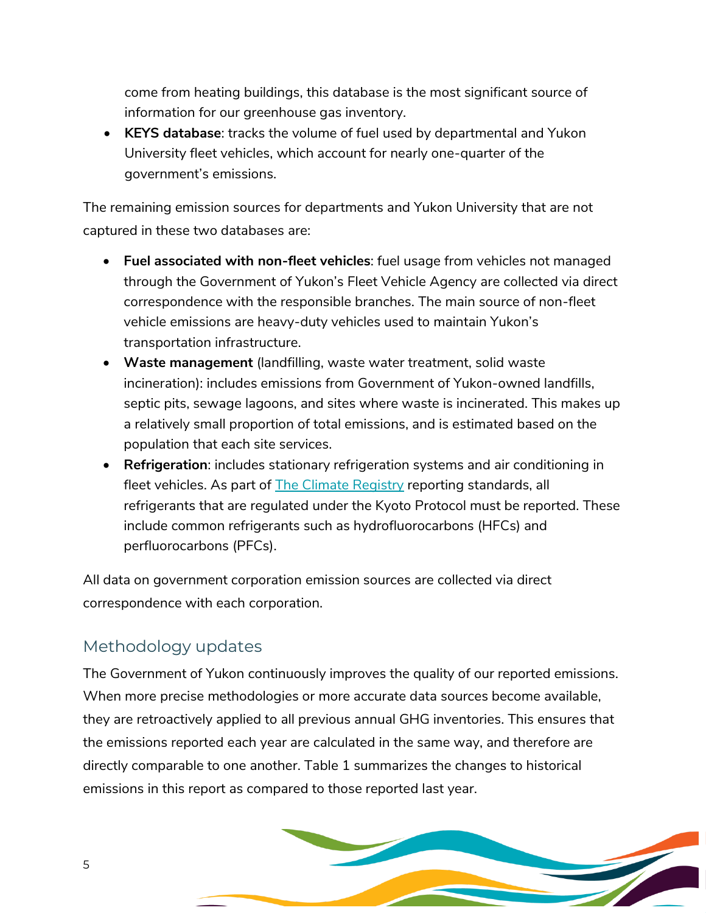come from heating buildings, this database is the most significant source of information for our greenhouse gas inventory.

- **KEYS database**: tracks the volume of fuel used by departmental and Yukon University fleet vehicles, which account for nearly one-quarter of the government's emissions.

The remaining emission sources for departments and Yukon University that are not captured in these two databases are:

- **Fuel associated with non-fleet vehicles**: fuel usage from vehicles not managed through the Government of Yukon's Fleet Vehicle Agency are collected via direct correspondence with the responsible branches. The main source of non-fleet vehicle emissions are heavy-duty vehicles used to maintain Yukon's transportation infrastructure.
- **Waste management** (landfilling, waste water treatment, solid waste incineration): includes emissions from Government of Yukon-owned landfills, septic pits, sewage lagoons, and sites where waste is incinerated. This makes up a relatively small proportion of total emissions, and is estimated based on the population that each site services.
- **Refrigeration**: includes stationary refrigeration systems and air conditioning in fleet vehicles. As part of The Climate Registry reporting standards, all refrigerants that are regulated under the Kyoto Protocol must be reported. These include common refrigerants such as hydrofluorocarbons (HFCs) and perfluorocarbons (PFCs).

All data on government corporation emission sources are collected via direct correspondence with each corporation.

## Methodology updates

The Government of Yukon continuously improves the quality of our reported emissions. When more precise methodologies or more accurate data sources become available, they are retroactively applied to all previous annual GHG inventories. This ensures that the emissions reported each year are calculated in the same way, and therefore are directly comparable to one another. Table 1 summarizes the changes to historical emissions in this report as compared to those reported last year.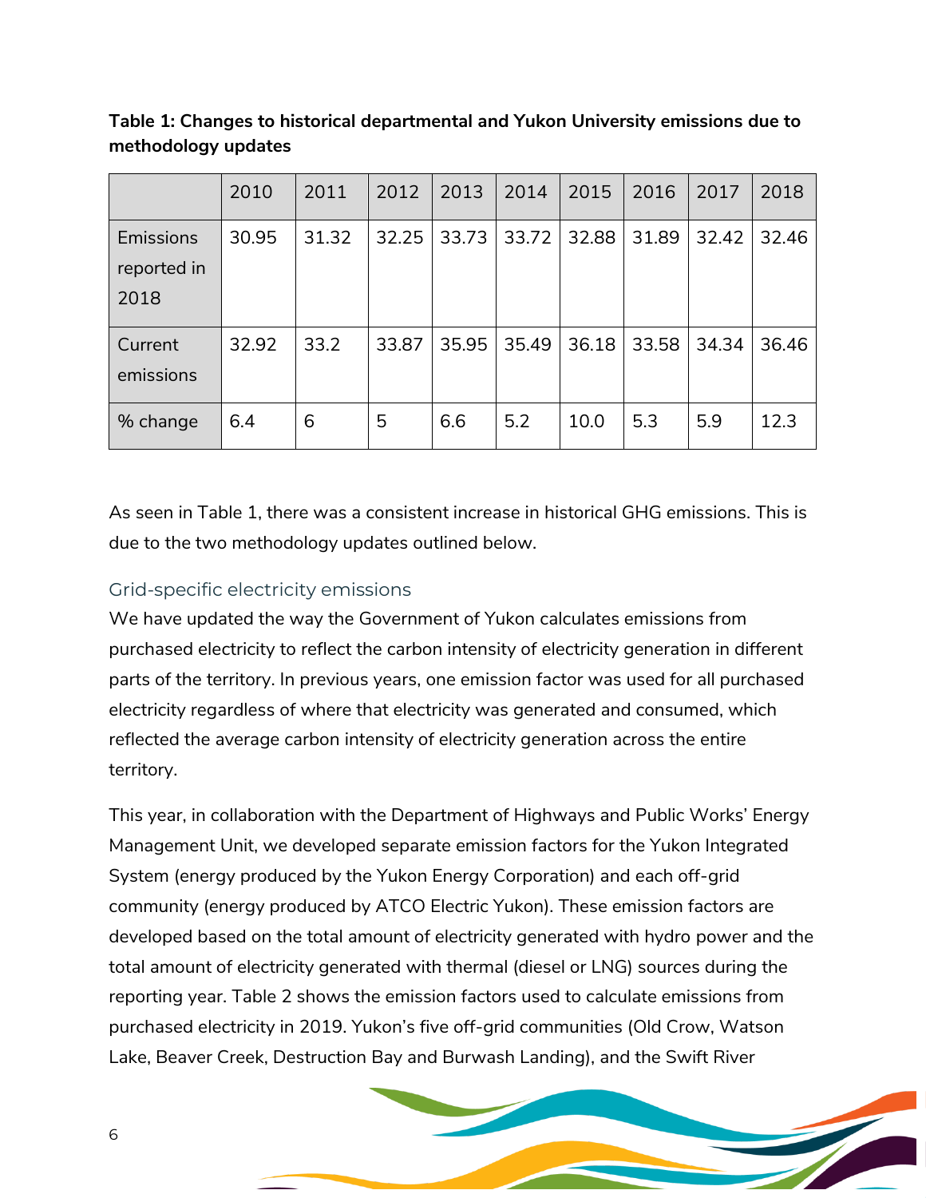**Table 1: Changes to historical departmental and Yukon University emissions due to methodology updates**

| | 2010 | 2011 | 2012 | 2013 | 2014 | 2015 | 2016 | 2017 | 2018 |
|---|---|---|---|---|---|---|---|---|---|
| Emissions reported in 2018 | 30.95 | 31.32 | 32.25 | 33.73 | 33.72 | 32.88 | 31.89 | 32.42 | 32.46 |
| Current emissions | 32.92 | 33.2 | 33.87 | 35.95 | 35.49 | 36.18 | 33.58 | 34.34 | 36.46 |
| % change | 6.4 | 6 | 5 | 6.6 | 5.2 | 10.0 | 5.3 | 5.9 | 12.3 |

As seen in Table 1, there was a consistent increase in historical GHG emissions. This is due to the two methodology updates outlined below.

### Grid-specific electricity emissions

We have updated the way the Government of Yukon calculates emissions from purchased electricity to reflect the carbon intensity of electricity generation in different parts of the territory. In previous years, one emission factor was used for all purchased electricity regardless of where that electricity was generated and consumed, which reflected the average carbon intensity of electricity generation across the entire territory.

This year, in collaboration with the Department of Highways and Public Works' Energy Management Unit, we developed separate emission factors for the Yukon Integrated System (energy produced by the Yukon Energy Corporation) and each off-grid community (energy produced by ATCO Electric Yukon). These emission factors are developed based on the total amount of electricity generated with hydro power and the total amount of electricity generated with thermal (diesel or LNG) sources during the reporting year. Table 2 shows the emission factors used to calculate emissions from purchased electricity in 2019. Yukon's five off-grid communities (Old Crow, Watson Lake, Beaver Creek, Destruction Bay and Burwash Landing), and the Swift River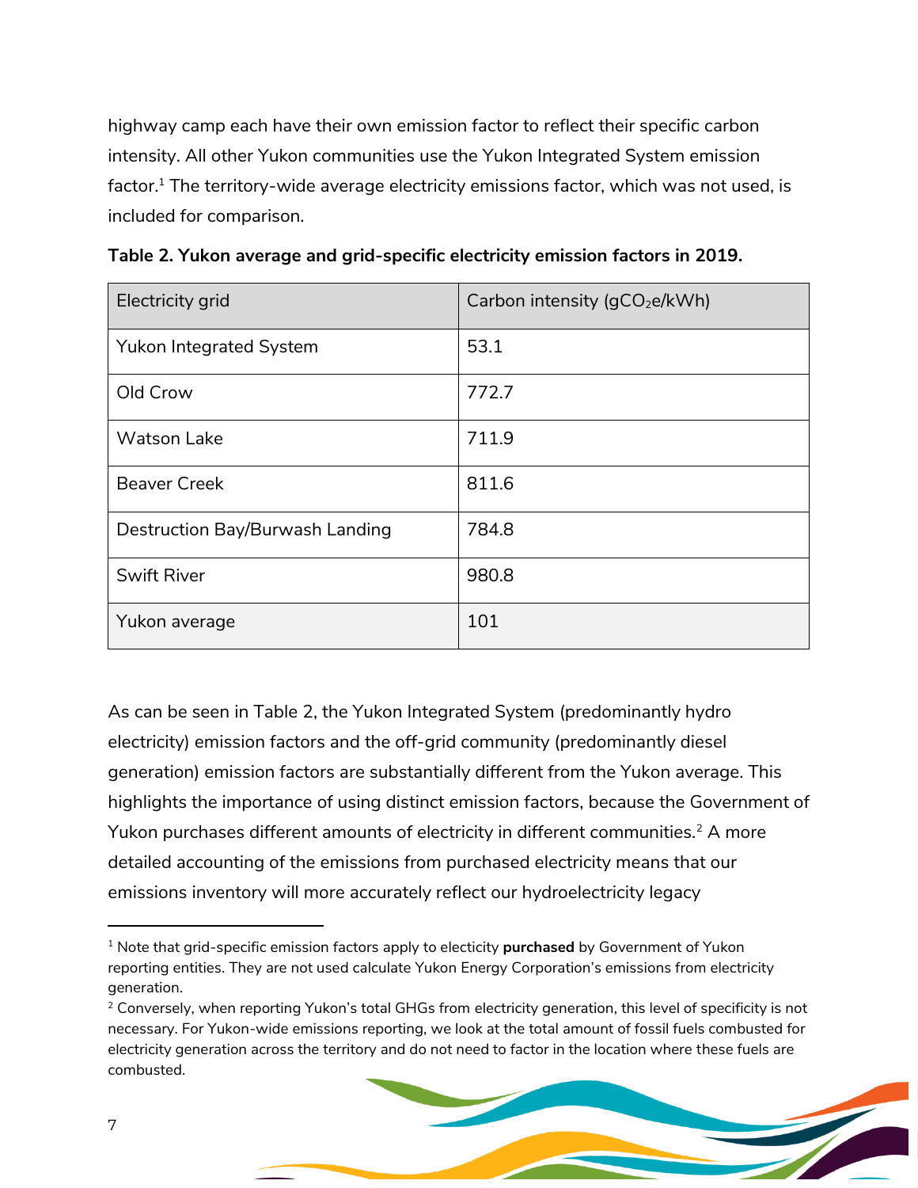highway camp each have their own emission factor to reflect their specific carbon intensity. All other Yukon communities use the Yukon Integrated System emission factor.[1] The territory-wide average electricity emissions factor, which was not used, is included for comparison.

**Table 2. Yukon average and grid-specific electricity emission factors in 2019.**

| Electricity grid | Carbon intensity ($gCO_2e/kWh$) |
|---|---|
| Yukon Integrated System | 53.1 |
| Old Crow | 772.7 |
| Watson Lake | 711.9 |
| Beaver Creek | 811.6 |
| Destruction Bay/Burwash Landing | 784.8 |
| Swift River | 980.8 |
| Yukon average | 101 |

As can be seen in Table 2, the Yukon Integrated System (predominantly hydro electricity) emission factors and the off-grid community (predominantly diesel generation) emission factors are substantially different from the Yukon average. This highlights the importance of using distinct emission factors, because the Government of Yukon purchases different amounts of electricity in different communities.[2] A more detailed accounting of the emissions from purchased electricity means that our emissions inventory will more accurately reflect our hydroelectricity legacy

[1] Note that grid-specific emission factors apply to electicity **purchased** by Government of Yukon reporting entities. They are not used calculate Yukon Energy Corporation's emissions from electricity generation.

[2] Conversely, when reporting Yukon's total GHGs from electricity generation, this level of specificity is not necessary. For Yukon-wide emissions reporting, we look at the total amount of fossil fuels combusted for electricity generation across the territory and do not need to factor in the location where these fuels are combusted.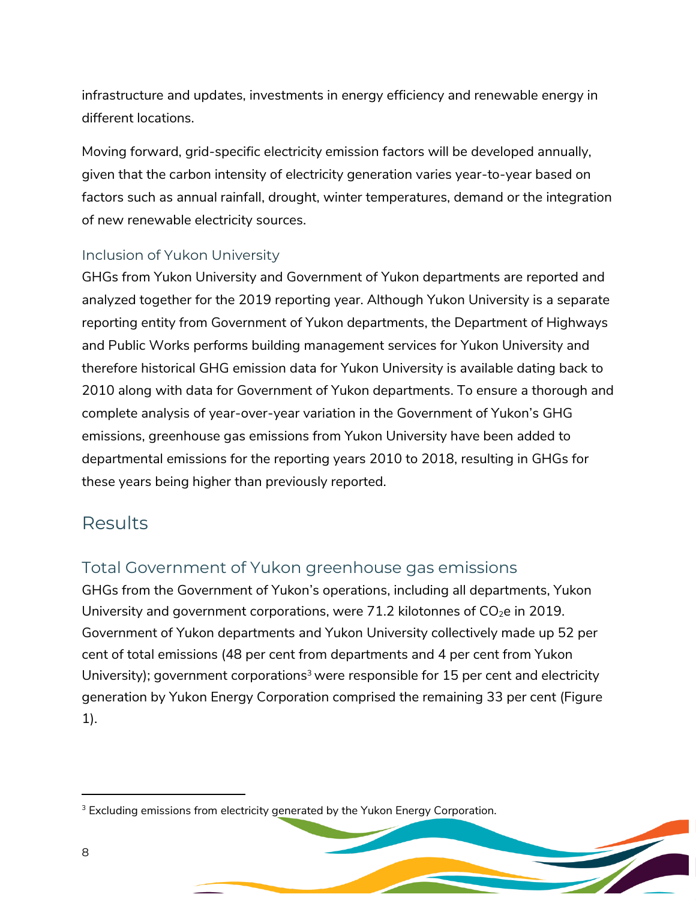infrastructure and updates, investments in energy efficiency and renewable energy in different locations.

Moving forward, grid-specific electricity emission factors will be developed annually, given that the carbon intensity of electricity generation varies year-to-year based on factors such as annual rainfall, drought, winter temperatures, demand or the integration of new renewable electricity sources.

### Inclusion of Yukon University

GHGs from Yukon University and Government of Yukon departments are reported and analyzed together for the 2019 reporting year. Although Yukon University is a separate reporting entity from Government of Yukon departments, the Department of Highways and Public Works performs building management services for Yukon University and therefore historical GHG emission data for Yukon University is available dating back to 2010 along with data for Government of Yukon departments. To ensure a thorough and complete analysis of year-over-year variation in the Government of Yukon's GHG emissions, greenhouse gas emissions from Yukon University have been added to departmental emissions for the reporting years 2010 to 2018, resulting in GHGs for these years being higher than previously reported.

# Results

## Total Government of Yukon greenhouse gas emissions

GHGs from the Government of Yukon's operations, including all departments, Yukon University and government corporations, were 71.2 kilotonnes of $CO_2$e in 2019. Government of Yukon departments and Yukon University collectively made up 52 per cent of total emissions (48 per cent from departments and 4 per cent from Yukon University); government corporations[3] were responsible for 15 per cent and electricity generation by Yukon Energy Corporation comprised the remaining 33 per cent (Figure 1).

[3] Excluding emissions from electricity generated by the Yukon Energy Corporation.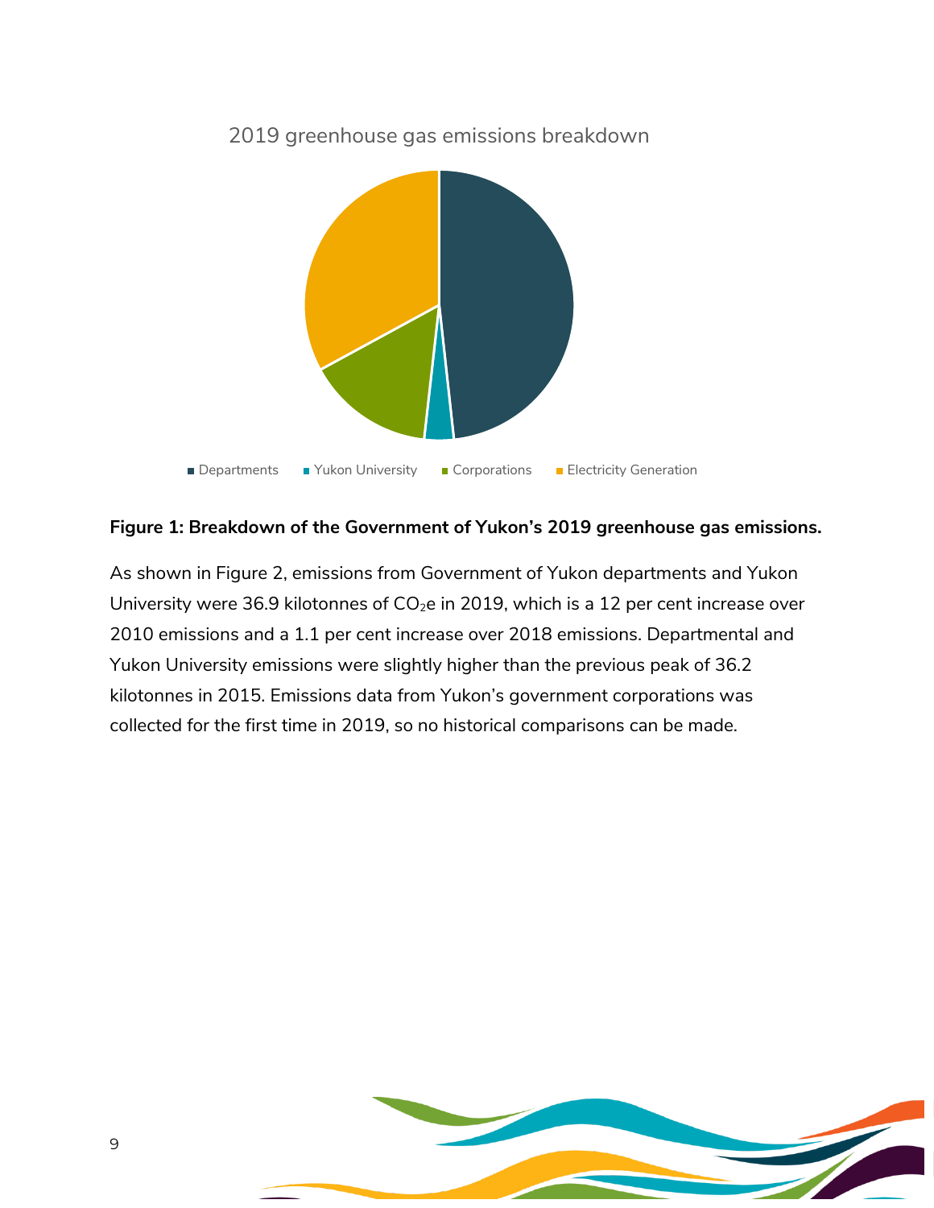2019 greenhouse gas emissions breakdown

Departments | Yukon University | Corporations | Electricity Generation

**Figure 1: Breakdown of the Government of Yukon's 2019 greenhouse gas emissions.**

As shown in Figure 2, emissions from Government of Yukon departments and Yukon University were 36.9 kilotonnes of $CO_2e$ in 2019, which is a 12 per cent increase over 2010 emissions and a 1.1 per cent increase over 2018 emissions. Departmental and Yukon University emissions were slightly higher than the previous peak of 36.2 kilotonnes in 2015. Emissions data from Yukon's government corporations was collected for the first time in 2019, so no historical comparisons can be made.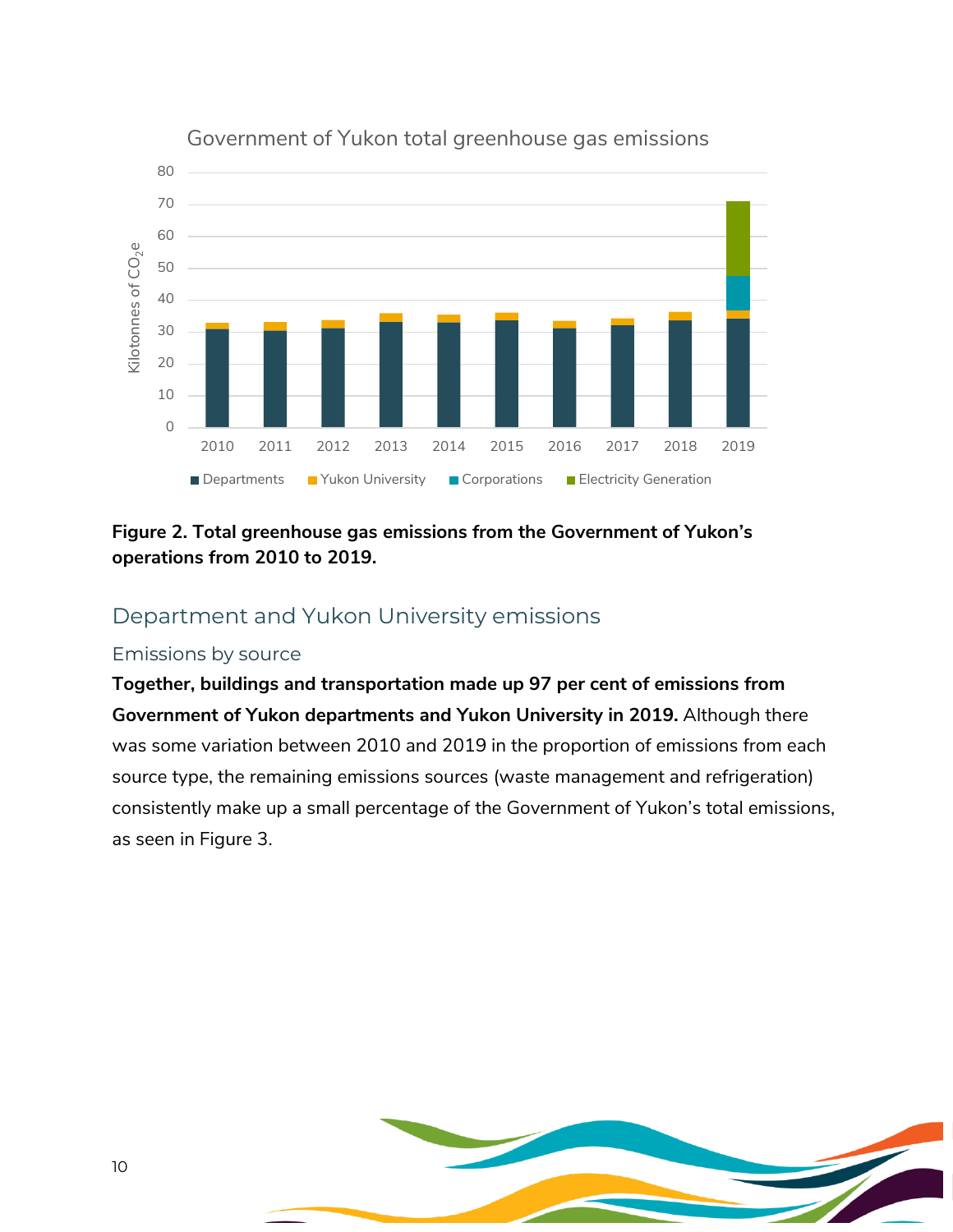Figure 2. Total greenhouse gas emissions from the Government of Yukon's operations from 2010 to 2019.

## Department and Yukon University emissions

### Emissions by source

**Together, buildings and transportation made up 97 per cent of emissions from Government of Yukon departments and Yukon University in 2019.** Although there was some variation between 2010 and 2019 in the proportion of emissions from each source type, the remaining emissions sources (waste management and refrigeration) consistently make up a small percentage of the Government of Yukon's total emissions, as seen in Figure 3.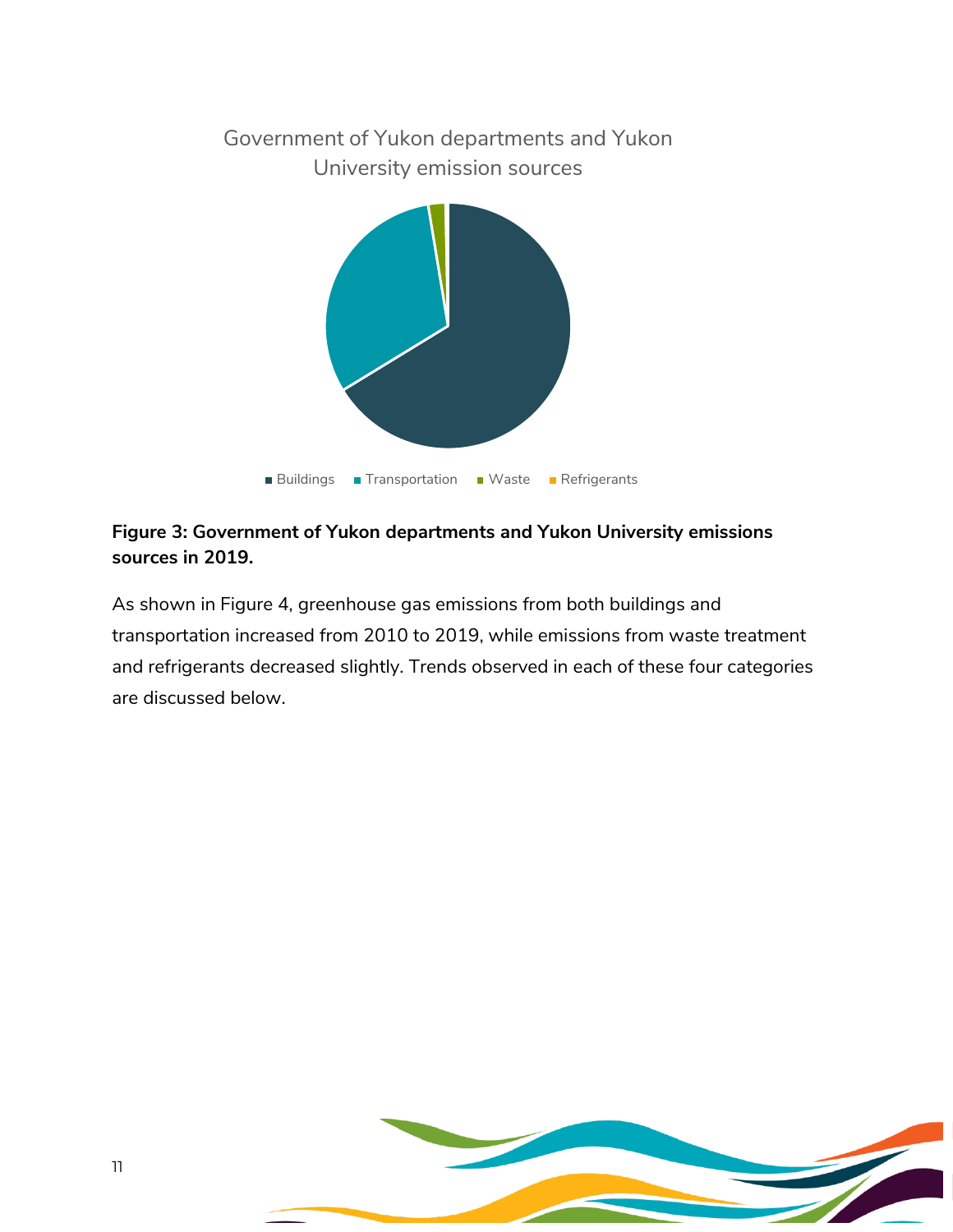Government of Yukon departments and Yukon University emission sources

Buildings · Transportation · Waste · Refrigerants

**Figure 3: Government of Yukon departments and Yukon University emissions sources in 2019.**

As shown in Figure 4, greenhouse gas emissions from both buildings and transportation increased from 2010 to 2019, while emissions from waste treatment and refrigerants decreased slightly. Trends observed in each of these four categories are discussed below.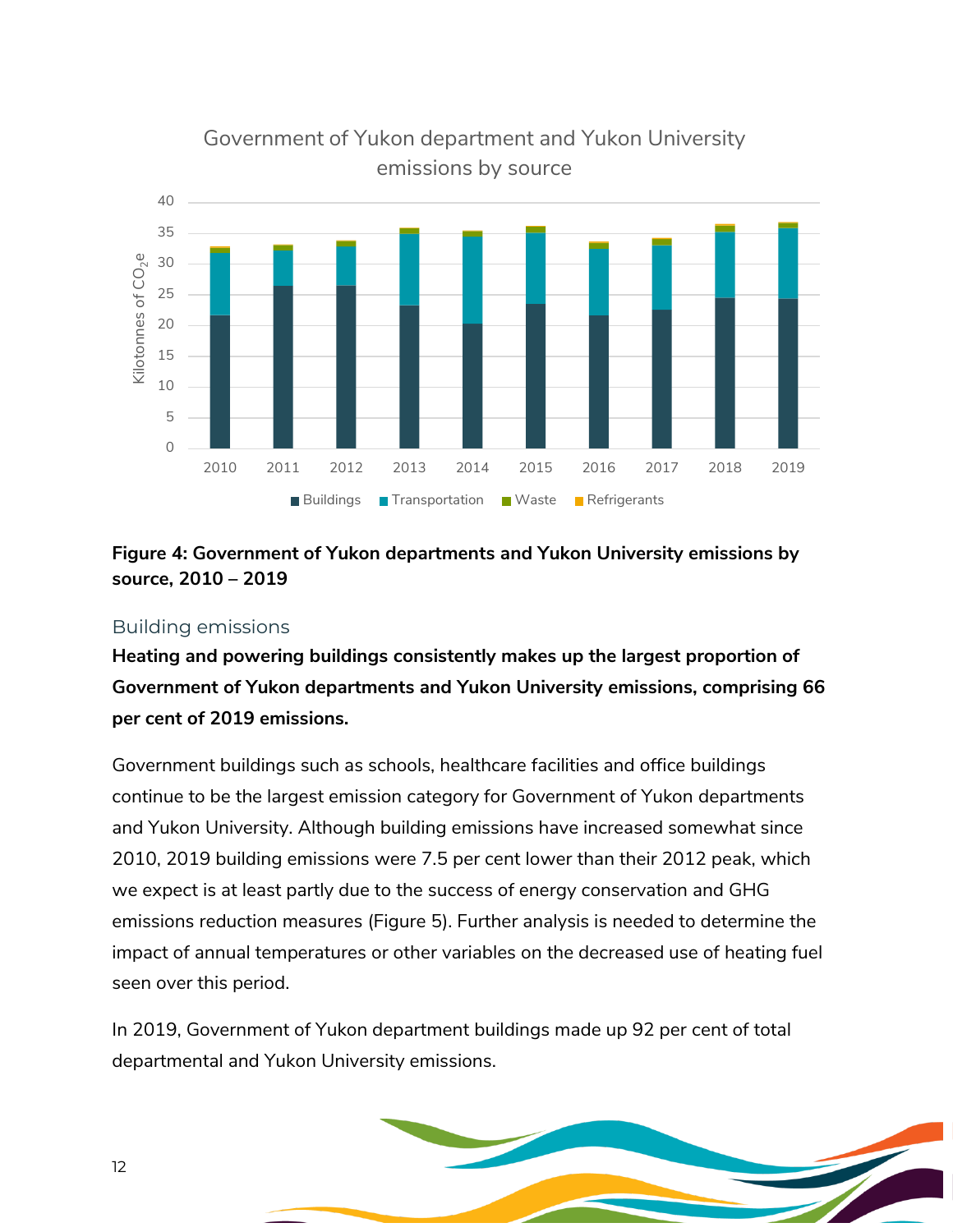Government of Yukon department and Yukon University emissions by source

**Figure 4: Government of Yukon departments and Yukon University emissions by source, 2010 – 2019**

## Building emissions

**Heating and powering buildings consistently makes up the largest proportion of Government of Yukon departments and Yukon University emissions, comprising 66 per cent of 2019 emissions.**

Government buildings such as schools, healthcare facilities and office buildings continue to be the largest emission category for Government of Yukon departments and Yukon University. Although building emissions have increased somewhat since 2010, 2019 building emissions were 7.5 per cent lower than their 2012 peak, which we expect is at least partly due to the success of energy conservation and GHG emissions reduction measures (Figure 5). Further analysis is needed to determine the impact of annual temperatures or other variables on the decreased use of heating fuel seen over this period.

In 2019, Government of Yukon department buildings made up 92 per cent of total departmental and Yukon University emissions.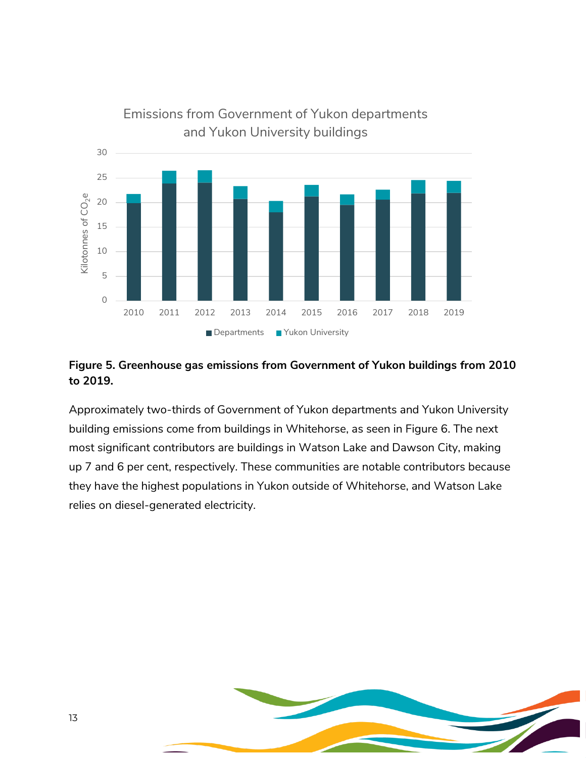**Figure 5. Greenhouse gas emissions from Government of Yukon buildings from 2010 to 2019.**

Approximately two-thirds of Government of Yukon departments and Yukon University building emissions come from buildings in Whitehorse, as seen in Figure 6. The next most significant contributors are buildings in Watson Lake and Dawson City, making up 7 and 6 per cent, respectively. These communities are notable contributors because they have the highest populations in Yukon outside of Whitehorse, and Watson Lake relies on diesel-generated electricity.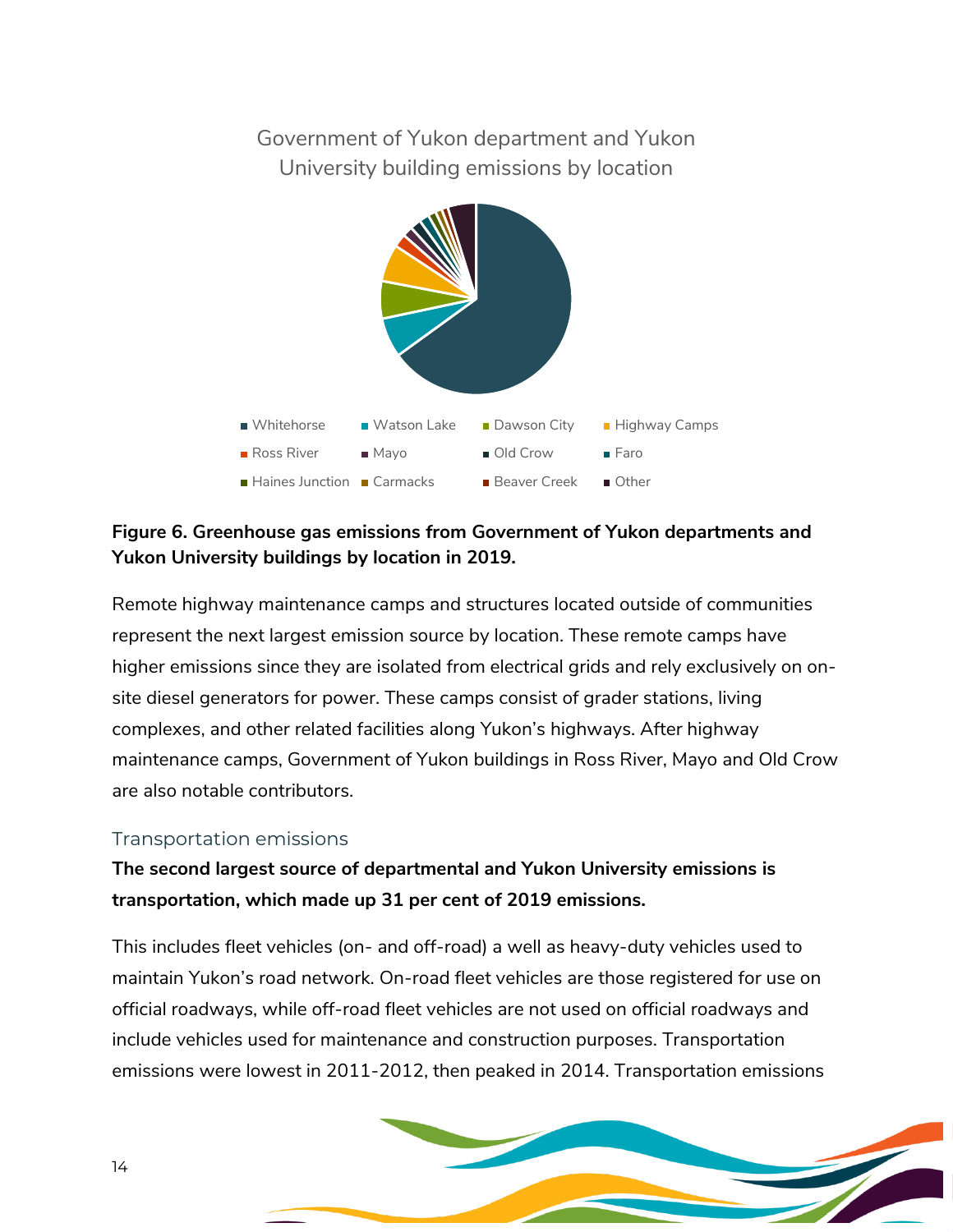Government of Yukon department and Yukon University building emissions by location

Whitehorse, Watson Lake, Dawson City, Highway Camps, Ross River, Mayo, Old Crow, Faro, Haines Junction, Carmacks, Beaver Creek, Other

**Figure 6. Greenhouse gas emissions from Government of Yukon departments and Yukon University buildings by location in 2019.**

Remote highway maintenance camps and structures located outside of communities represent the next largest emission source by location. These remote camps have higher emissions since they are isolated from electrical grids and rely exclusively on on-site diesel generators for power. These camps consist of grader stations, living complexes, and other related facilities along Yukon's highways. After highway maintenance camps, Government of Yukon buildings in Ross River, Mayo and Old Crow are also notable contributors.

### Transportation emissions

**The second largest source of departmental and Yukon University emissions is transportation, which made up 31 per cent of 2019 emissions.**

This includes fleet vehicles (on- and off-road) a well as heavy-duty vehicles used to maintain Yukon's road network. On-road fleet vehicles are those registered for use on official roadways, while off-road fleet vehicles are not used on official roadways and include vehicles used for maintenance and construction purposes. Transportation emissions were lowest in 2011-2012, then peaked in 2014. Transportation emissions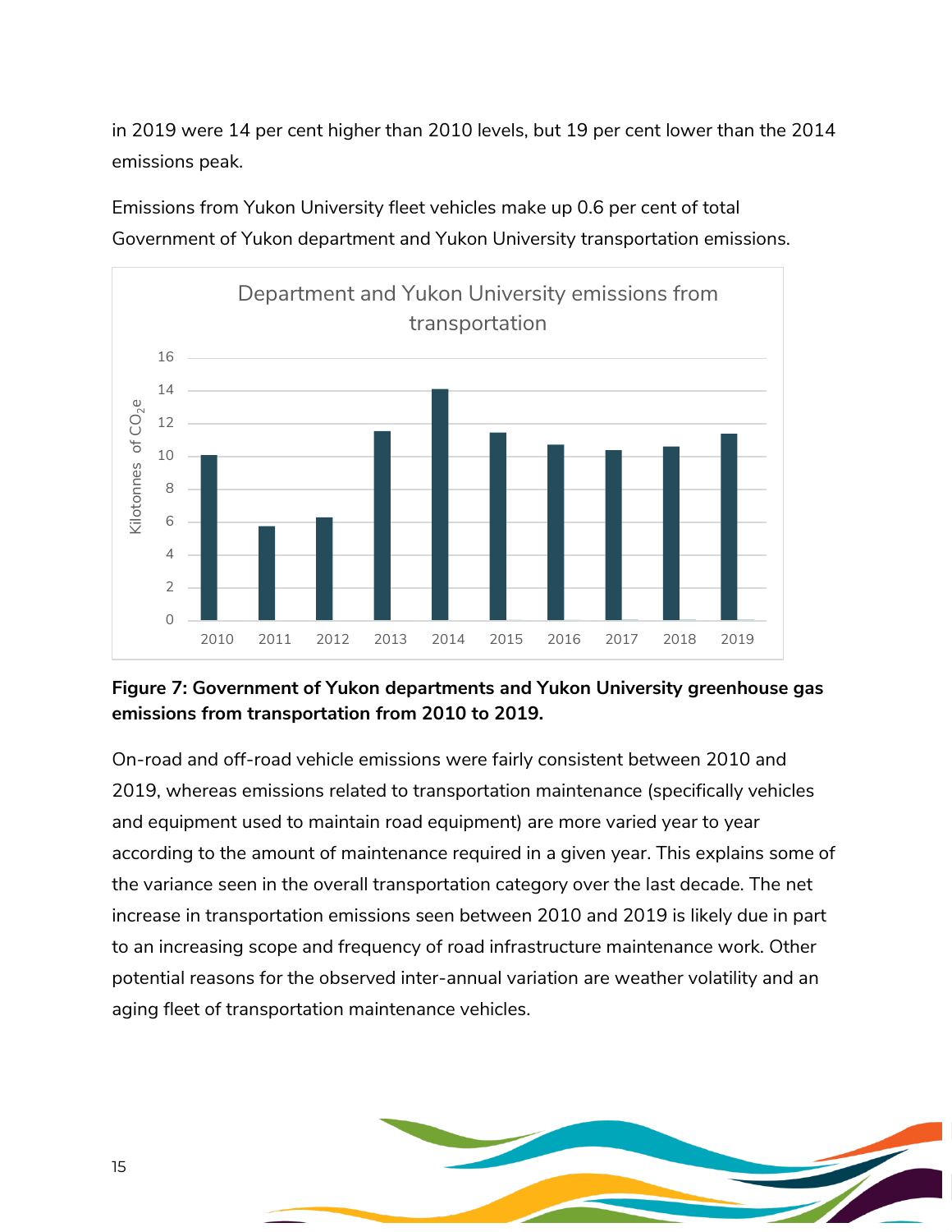in 2019 were 14 per cent higher than 2010 levels, but 19 per cent lower than the 2014 emissions peak.

Emissions from Yukon University fleet vehicles make up 0.6 per cent of total Government of Yukon department and Yukon University transportation emissions.

**Figure 7: Government of Yukon departments and Yukon University greenhouse gas emissions from transportation from 2010 to 2019.**

On-road and off-road vehicle emissions were fairly consistent between 2010 and 2019, whereas emissions related to transportation maintenance (specifically vehicles and equipment used to maintain road equipment) are more varied year to year according to the amount of maintenance required in a given year. This explains some of the variance seen in the overall transportation category over the last decade. The net increase in transportation emissions seen between 2010 and 2019 is likely due in part to an increasing scope and frequency of road infrastructure maintenance work. Other potential reasons for the observed inter-annual variation are weather volatility and an aging fleet of transportation maintenance vehicles.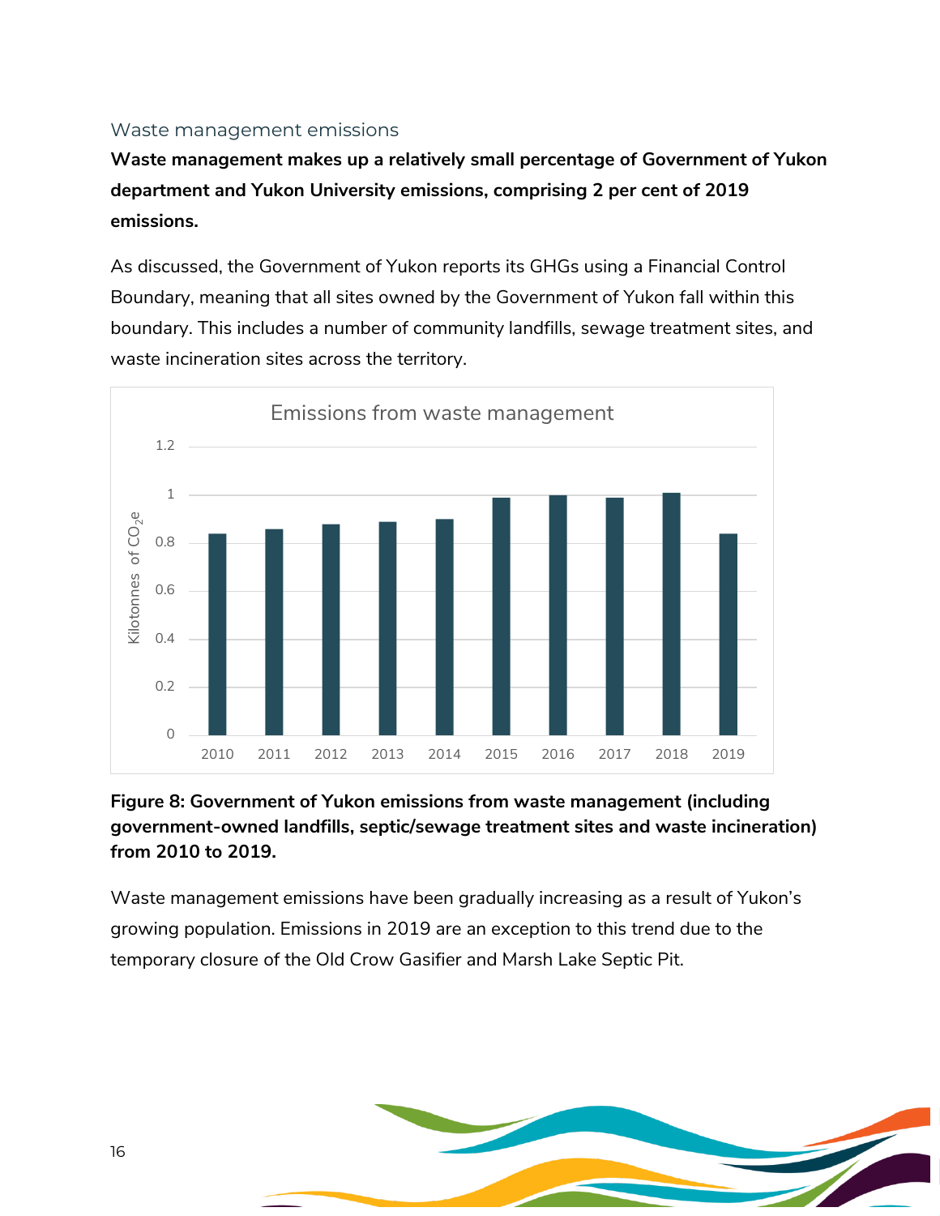### Waste management emissions

**Waste management makes up a relatively small percentage of Government of Yukon department and Yukon University emissions, comprising 2 per cent of 2019 emissions.**

As discussed, the Government of Yukon reports its GHGs using a Financial Control Boundary, meaning that all sites owned by the Government of Yukon fall within this boundary. This includes a number of community landfills, sewage treatment sites, and waste incineration sites across the territory.

**Figure 8: Government of Yukon emissions from waste management (including government-owned landfills, septic/sewage treatment sites and waste incineration) from 2010 to 2019.**

Waste management emissions have been gradually increasing as a result of Yukon's growing population. Emissions in 2019 are an exception to this trend due to the temporary closure of the Old Crow Gasifier and Marsh Lake Septic Pit.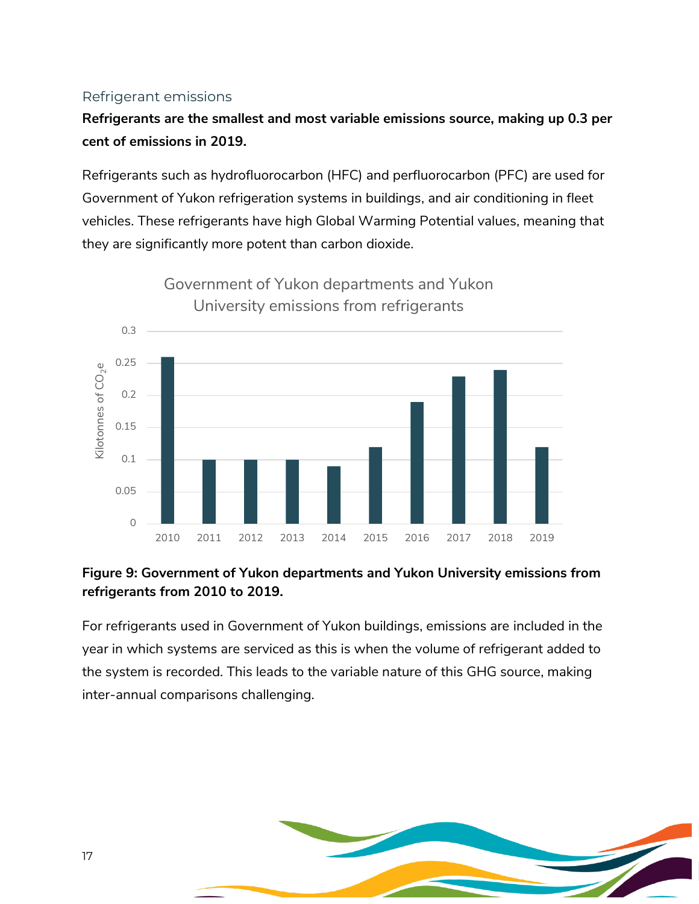### Refrigerant emissions

**Refrigerants are the smallest and most variable emissions source, making up 0.3 per cent of emissions in 2019.**

Refrigerants such as hydrofluorocarbon (HFC) and perfluorocarbon (PFC) are used for Government of Yukon refrigeration systems in buildings, and air conditioning in fleet vehicles. These refrigerants have high Global Warming Potential values, meaning that they are significantly more potent than carbon dioxide.

Government of Yukon departments and Yukon University emissions from refrigerants

| Year | Kilotonnes of $CO_2e$ |
|---|---|
| 2010 | 0.26 |
| 2011 | 0.1 |
| 2012 | 0.1 |
| 2013 | 0.1 |
| 2014 | 0.09 |
| 2015 | 0.12 |
| 2016 | 0.19 |
| 2017 | 0.23 |
| 2018 | 0.24 |
| 2019 | 0.12 |

**Figure 9: Government of Yukon departments and Yukon University emissions from refrigerants from 2010 to 2019.**

For refrigerants used in Government of Yukon buildings, emissions are included in the year in which systems are serviced as this is when the volume of refrigerant added to the system is recorded. This leads to the variable nature of this GHG source, making inter-annual comparisons challenging.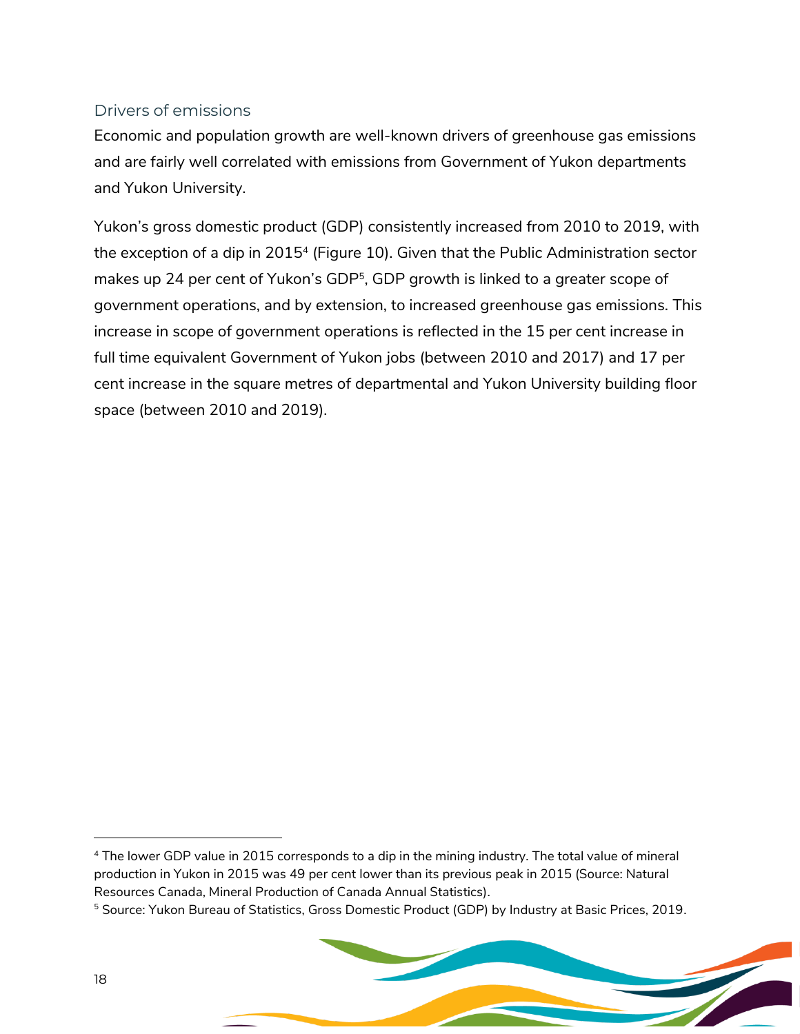## Drivers of emissions

Economic and population growth are well-known drivers of greenhouse gas emissions and are fairly well correlated with emissions from Government of Yukon departments and Yukon University.

Yukon's gross domestic product (GDP) consistently increased from 2010 to 2019, with the exception of a dip in 2015[4] (Figure 10). Given that the Public Administration sector makes up 24 per cent of Yukon's GDP[5], GDP growth is linked to a greater scope of government operations, and by extension, to increased greenhouse gas emissions. This increase in scope of government operations is reflected in the 15 per cent increase in full time equivalent Government of Yukon jobs (between 2010 and 2017) and 17 per cent increase in the square metres of departmental and Yukon University building floor space (between 2010 and 2019).

---

[4] The lower GDP value in 2015 corresponds to a dip in the mining industry. The total value of mineral production in Yukon in 2015 was 49 per cent lower than its previous peak in 2015 (Source: Natural Resources Canada, Mineral Production of Canada Annual Statistics).

[5] Source: Yukon Bureau of Statistics, Gross Domestic Product (GDP) by Industry at Basic Prices, 2019.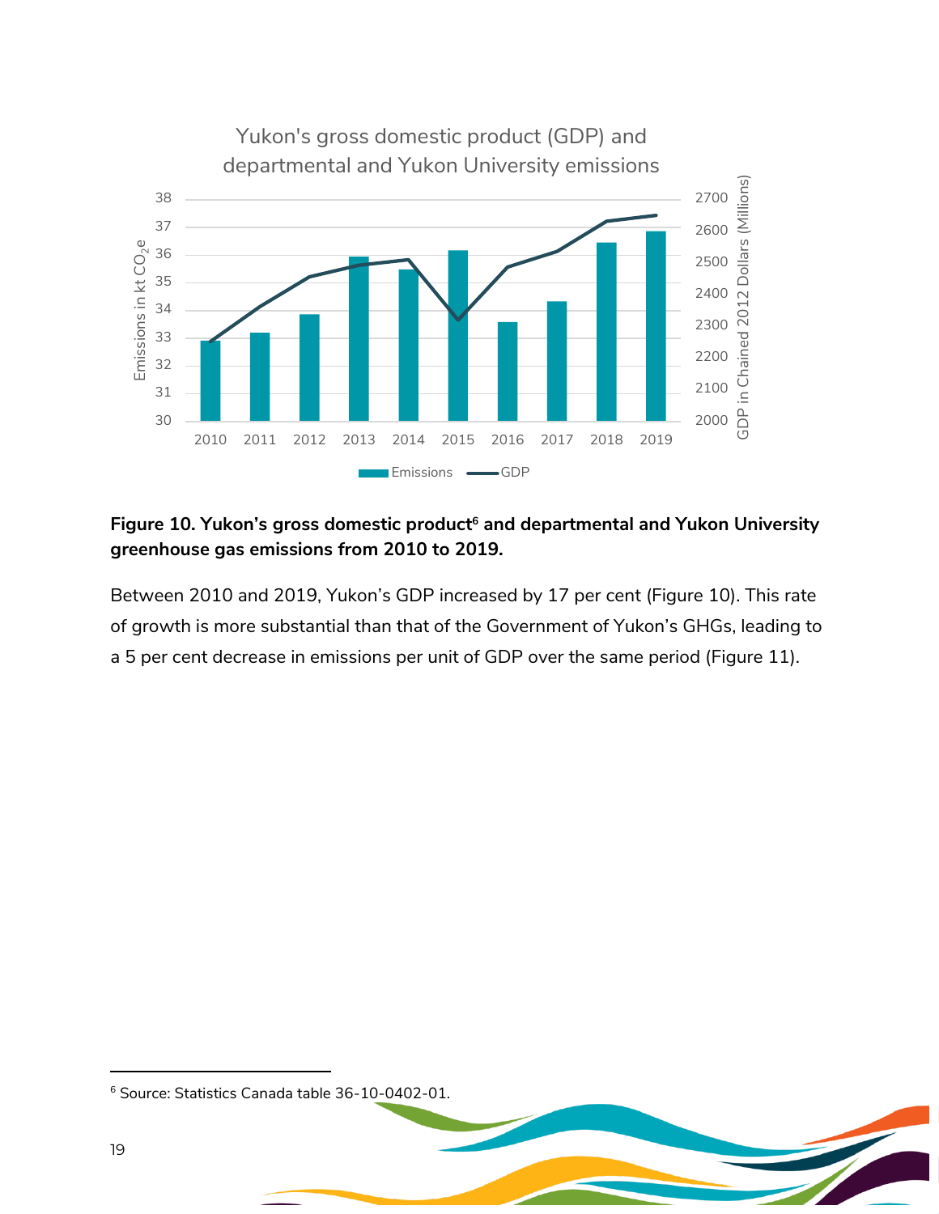**Figure 10. Yukon's gross domestic product[6] and departmental and Yukon University greenhouse gas emissions from 2010 to 2019.**

Between 2010 and 2019, Yukon's GDP increased by 17 per cent (Figure 10). This rate of growth is more substantial than that of the Government of Yukon's GHGs, leading to a 5 per cent decrease in emissions per unit of GDP over the same period (Figure 11).

[6] Source: Statistics Canada table 36-10-0402-01.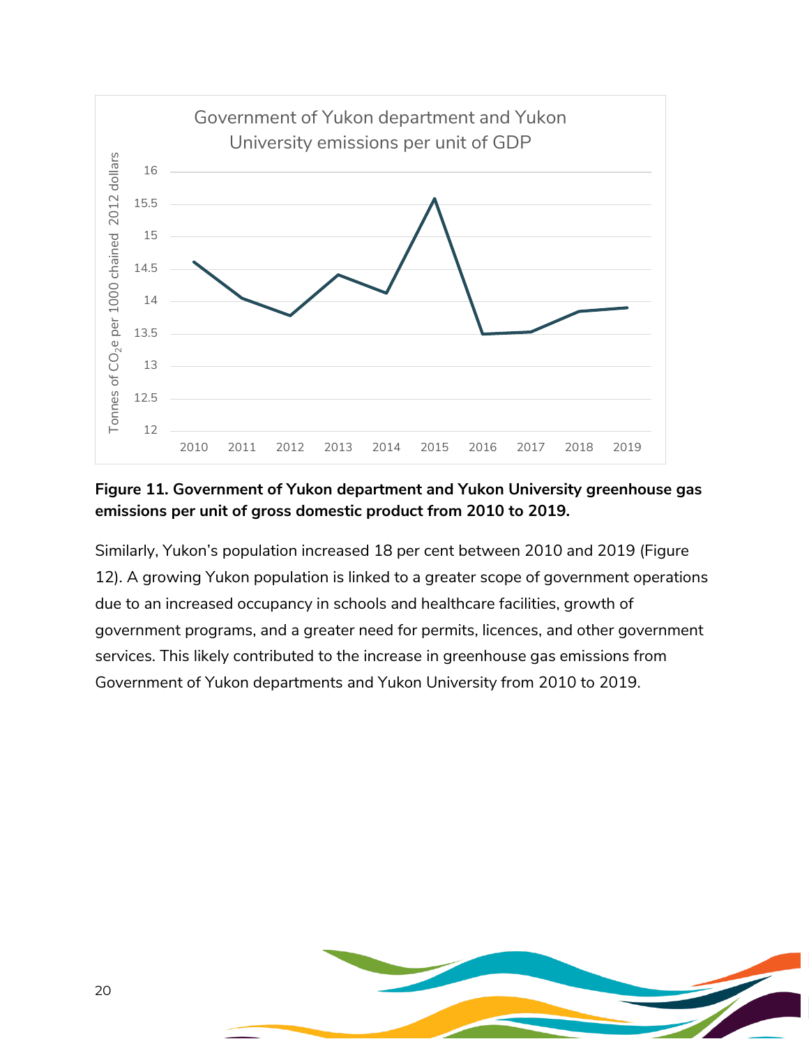**Figure 11. Government of Yukon department and Yukon University greenhouse gas emissions per unit of gross domestic product from 2010 to 2019.**

Similarly, Yukon's population increased 18 per cent between 2010 and 2019 (Figure 12). A growing Yukon population is linked to a greater scope of government operations due to an increased occupancy in schools and healthcare facilities, growth of government programs, and a greater need for permits, licences, and other government services. This likely contributed to the increase in greenhouse gas emissions from Government of Yukon departments and Yukon University from 2010 to 2019.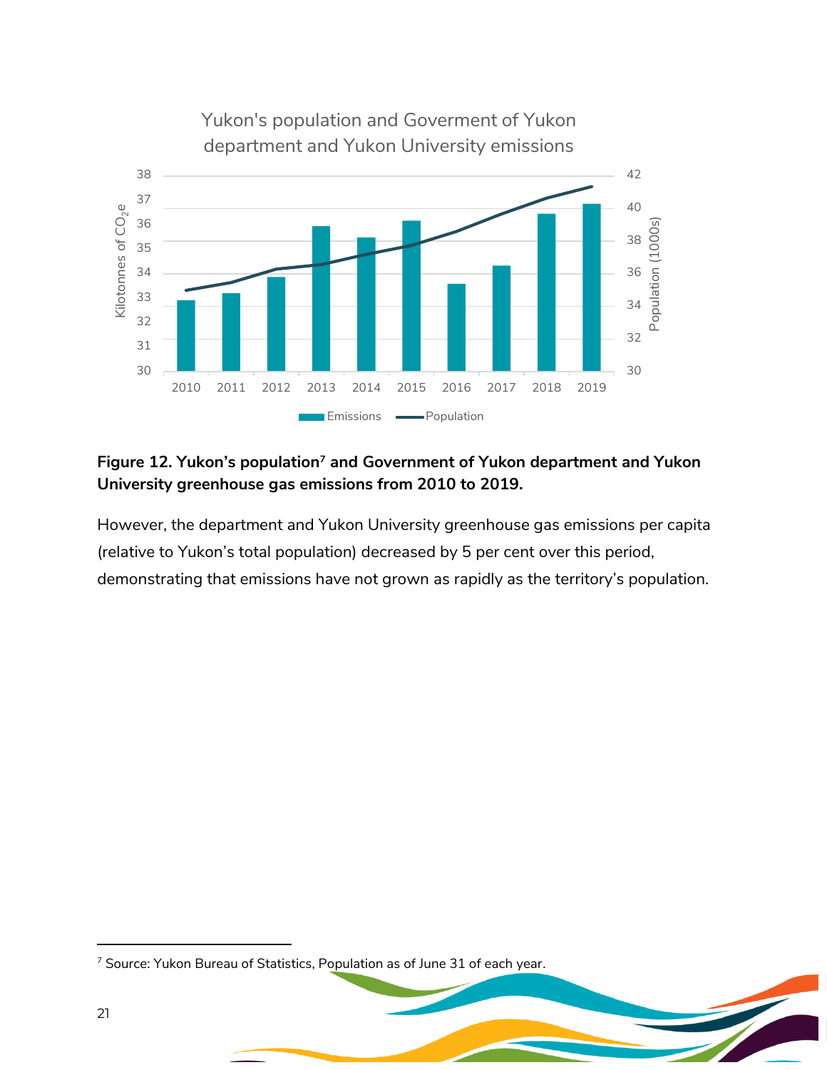**Figure 12. Yukon's population[7] and Government of Yukon department and Yukon University greenhouse gas emissions from 2010 to 2019.**

However, the department and Yukon University greenhouse gas emissions per capita (relative to Yukon's total population) decreased by 5 per cent over this period, demonstrating that emissions have not grown as rapidly as the territory's population.

[7] Source: Yukon Bureau of Statistics, Population as of June 31 of each year.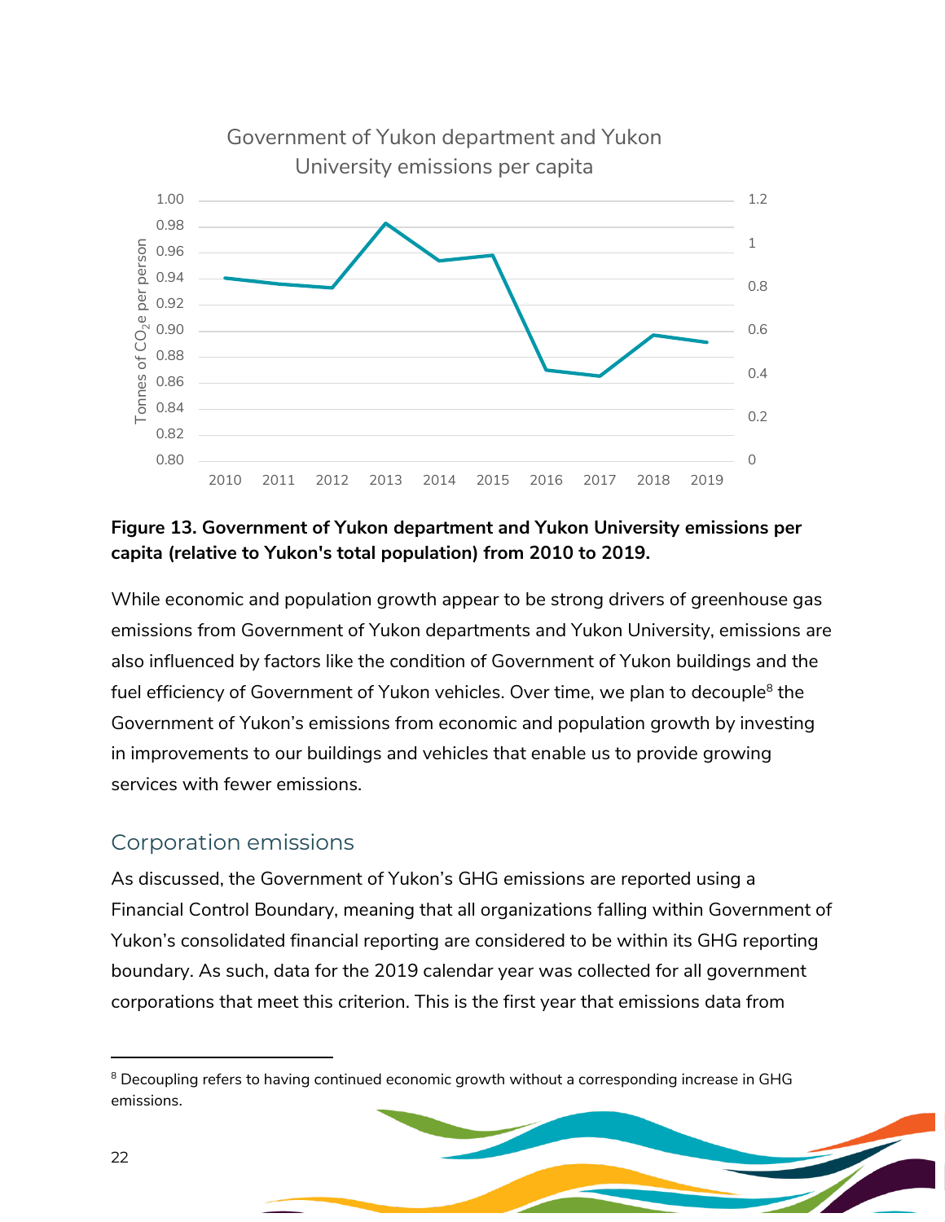Figure 13. Government of Yukon department and Yukon University emissions per capita (relative to Yukon's total population) from 2010 to 2019.

While economic and population growth appear to be strong drivers of greenhouse gas emissions from Government of Yukon departments and Yukon University, emissions are also influenced by factors like the condition of Government of Yukon buildings and the fuel efficiency of Government of Yukon vehicles. Over time, we plan to decouple[8] the Government of Yukon's emissions from economic and population growth by investing in improvements to our buildings and vehicles that enable us to provide growing services with fewer emissions.

## Corporation emissions

As discussed, the Government of Yukon's GHG emissions are reported using a Financial Control Boundary, meaning that all organizations falling within Government of Yukon's consolidated financial reporting are considered to be within its GHG reporting boundary. As such, data for the 2019 calendar year was collected for all government corporations that meet this criterion. This is the first year that emissions data from

[8] Decoupling refers to having continued economic growth without a corresponding increase in GHG emissions.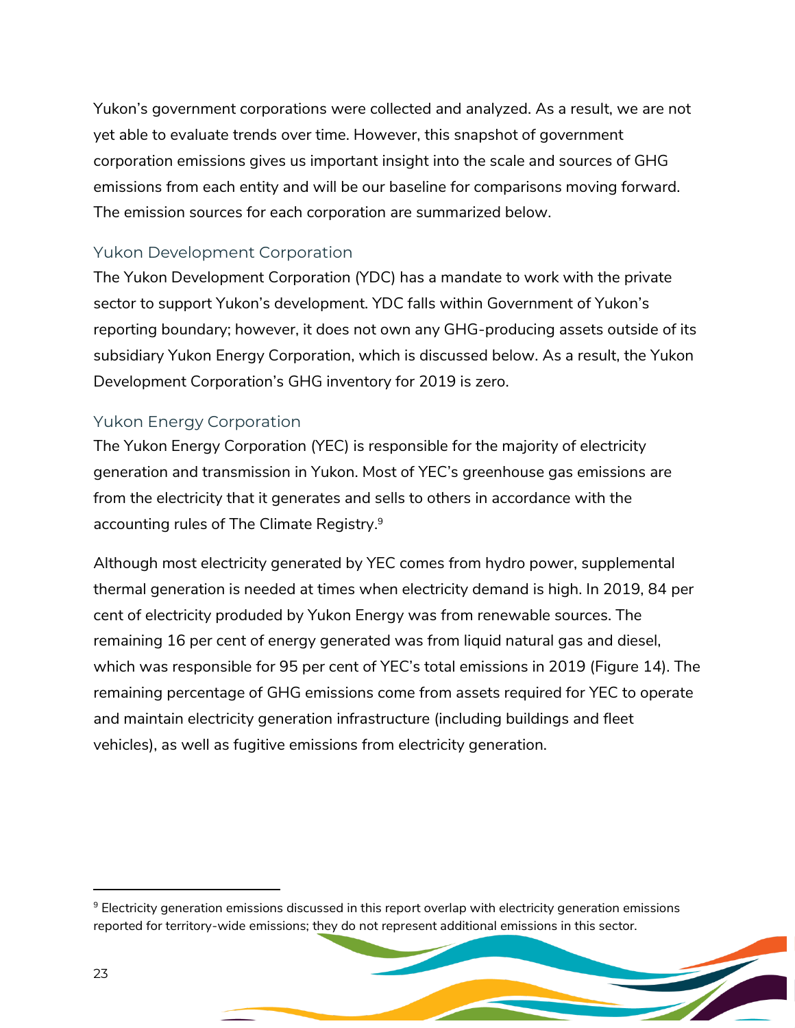Yukon's government corporations were collected and analyzed. As a result, we are not yet able to evaluate trends over time. However, this snapshot of government corporation emissions gives us important insight into the scale and sources of GHG emissions from each entity and will be our baseline for comparisons moving forward. The emission sources for each corporation are summarized below.

### Yukon Development Corporation

The Yukon Development Corporation (YDC) has a mandate to work with the private sector to support Yukon's development. YDC falls within Government of Yukon's reporting boundary; however, it does not own any GHG-producing assets outside of its subsidiary Yukon Energy Corporation, which is discussed below. As a result, the Yukon Development Corporation's GHG inventory for 2019 is zero.

### Yukon Energy Corporation

The Yukon Energy Corporation (YEC) is responsible for the majority of electricity generation and transmission in Yukon. Most of YEC's greenhouse gas emissions are from the electricity that it generates and sells to others in accordance with the accounting rules of The Climate Registry.[9]

Although most electricity generated by YEC comes from hydro power, supplemental thermal generation is needed at times when electricity demand is high. In 2019, 84 per cent of electricity produded by Yukon Energy was from renewable sources. The remaining 16 per cent of energy generated was from liquid natural gas and diesel, which was responsible for 95 per cent of YEC's total emissions in 2019 (Figure 14). The remaining percentage of GHG emissions come from assets required for YEC to operate and maintain electricity generation infrastructure (including buildings and fleet vehicles), as well as fugitive emissions from electricity generation.

[9] Electricity generation emissions discussed in this report overlap with electricity generation emissions reported for territory-wide emissions; they do not represent additional emissions in this sector.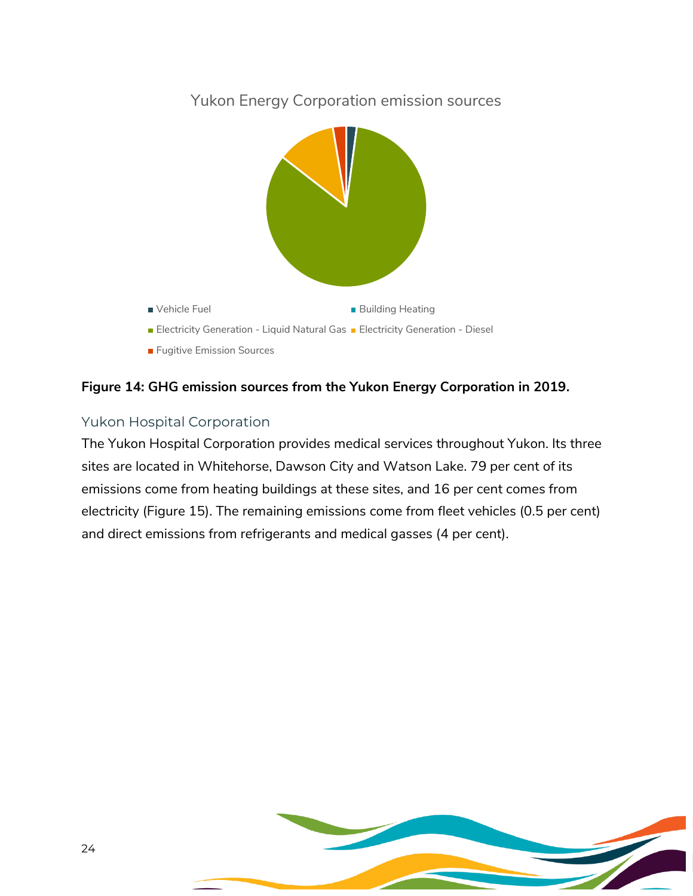Yukon Energy Corporation emission sources

- Vehicle Fuel
- Building Heating
- Electricity Generation - Liquid Natural Gas
- Electricity Generation - Diesel
- Fugitive Emission Sources

**Figure 14: GHG emission sources from the Yukon Energy Corporation in 2019.**

### Yukon Hospital Corporation

The Yukon Hospital Corporation provides medical services throughout Yukon. Its three sites are located in Whitehorse, Dawson City and Watson Lake. 79 per cent of its emissions come from heating buildings at these sites, and 16 per cent comes from electricity (Figure 15). The remaining emissions come from fleet vehicles (0.5 per cent) and direct emissions from refrigerants and medical gasses (4 per cent).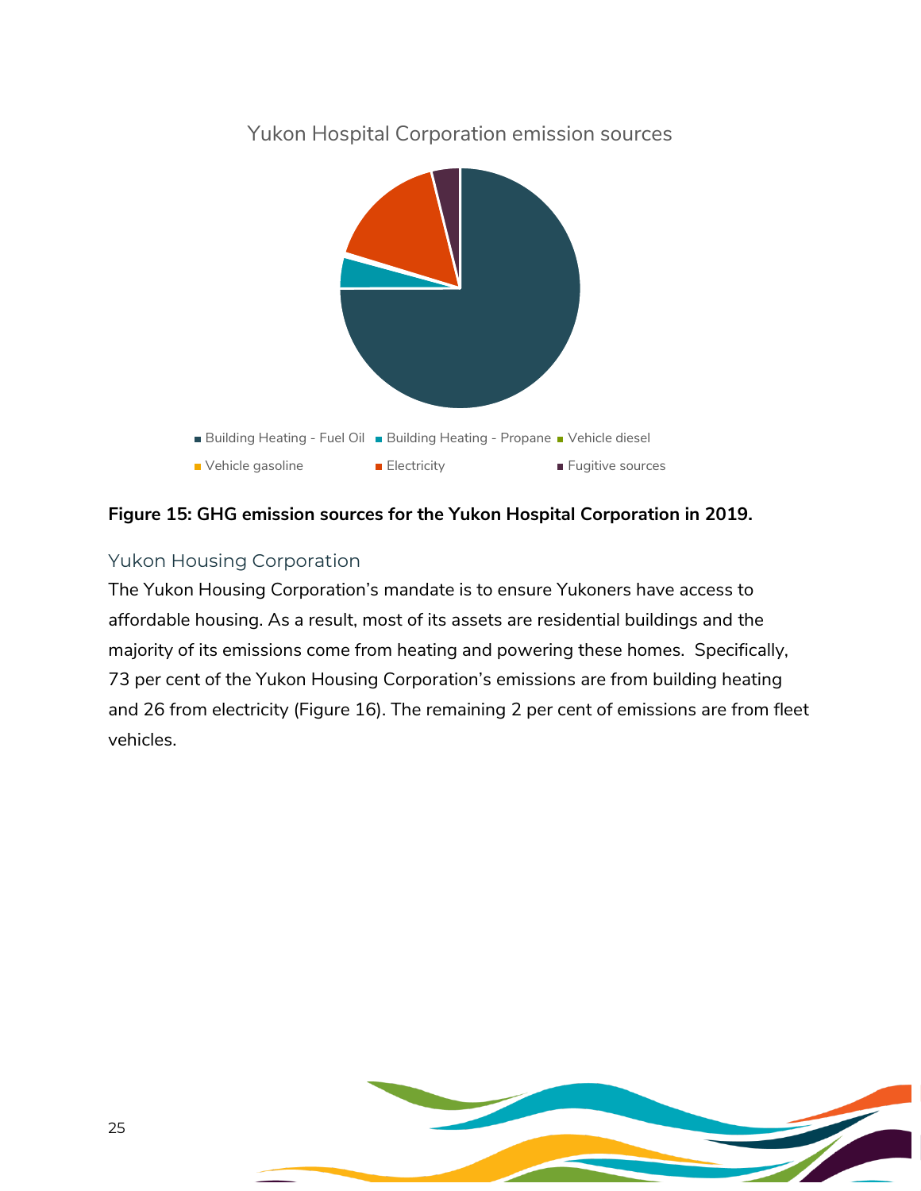Yukon Hospital Corporation emission sources

■ Building Heating - Fuel Oil ■ Building Heating - Propane ■ Vehicle diesel
■ Vehicle gasoline ■ Electricity ■ Fugitive sources

**Figure 15: GHG emission sources for the Yukon Hospital Corporation in 2019.**

### Yukon Housing Corporation

The Yukon Housing Corporation's mandate is to ensure Yukoners have access to affordable housing. As a result, most of its assets are residential buildings and the majority of its emissions come from heating and powering these homes. Specifically, 73 per cent of the Yukon Housing Corporation's emissions are from building heating and 26 from electricity (Figure 16). The remaining 2 per cent of emissions are from fleet vehicles.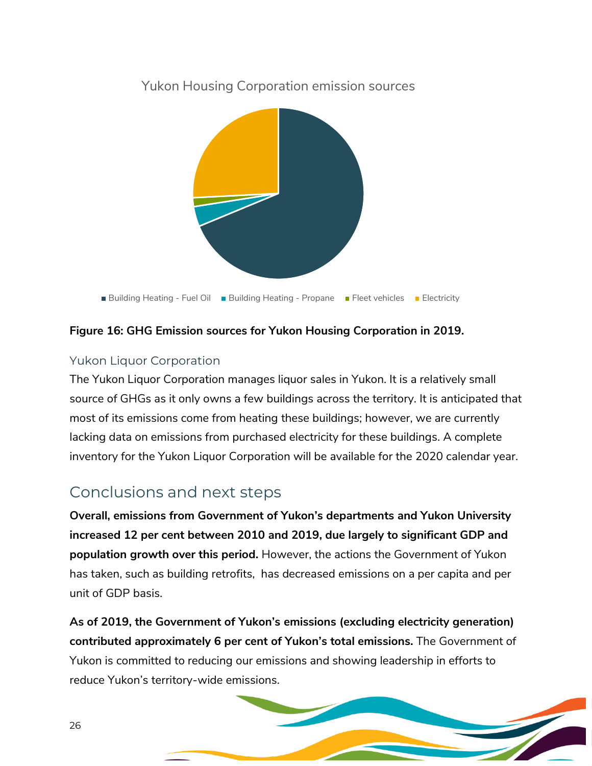Yukon Housing Corporation emission sources

■ Building Heating - Fuel Oil ■ Building Heating - Propane ■ Fleet vehicles ■ Electricity

**Figure 16: GHG Emission sources for Yukon Housing Corporation in 2019.**

### Yukon Liquor Corporation

The Yukon Liquor Corporation manages liquor sales in Yukon. It is a relatively small source of GHGs as it only owns a few buildings across the territory. It is anticipated that most of its emissions come from heating these buildings; however, we are currently lacking data on emissions from purchased electricity for these buildings. A complete inventory for the Yukon Liquor Corporation will be available for the 2020 calendar year.

## Conclusions and next steps

**Overall, emissions from Government of Yukon's departments and Yukon University increased 12 per cent between 2010 and 2019, due largely to significant GDP and population growth over this period.** However, the actions the Government of Yukon has taken, such as building retrofits, has decreased emissions on a per capita and per unit of GDP basis.

**As of 2019, the Government of Yukon's emissions (excluding electricity generation) contributed approximately 6 per cent of Yukon's total emissions.** The Government of Yukon is committed to reducing our emissions and showing leadership in efforts to reduce Yukon's territory-wide emissions.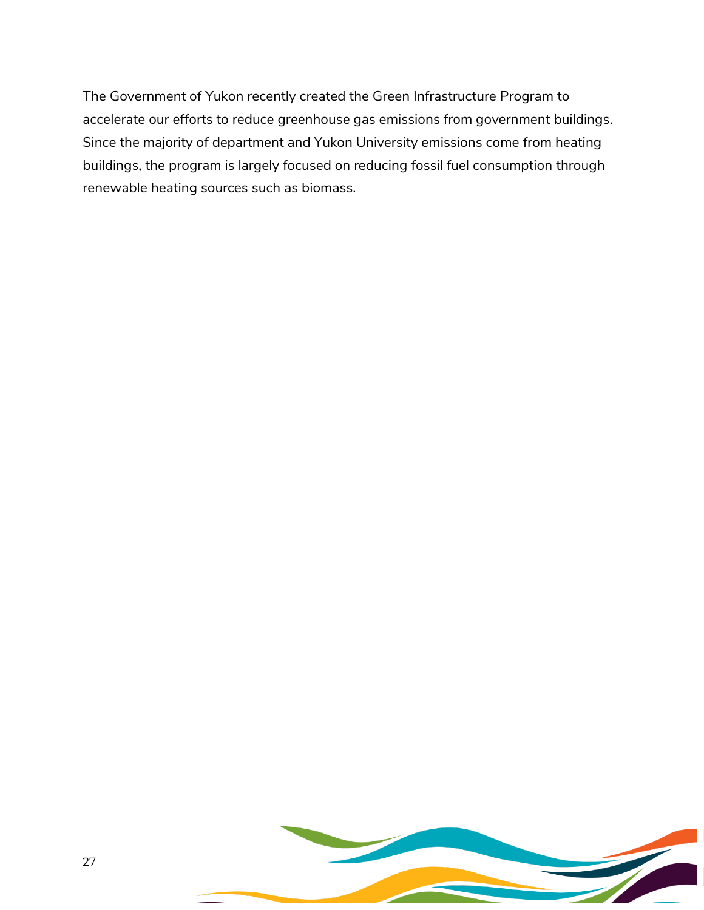The Government of Yukon recently created the Green Infrastructure Program to accelerate our efforts to reduce greenhouse gas emissions from government buildings. Since the majority of department and Yukon University emissions come from heating buildings, the program is largely focused on reducing fossil fuel consumption through renewable heating sources such as biomass.